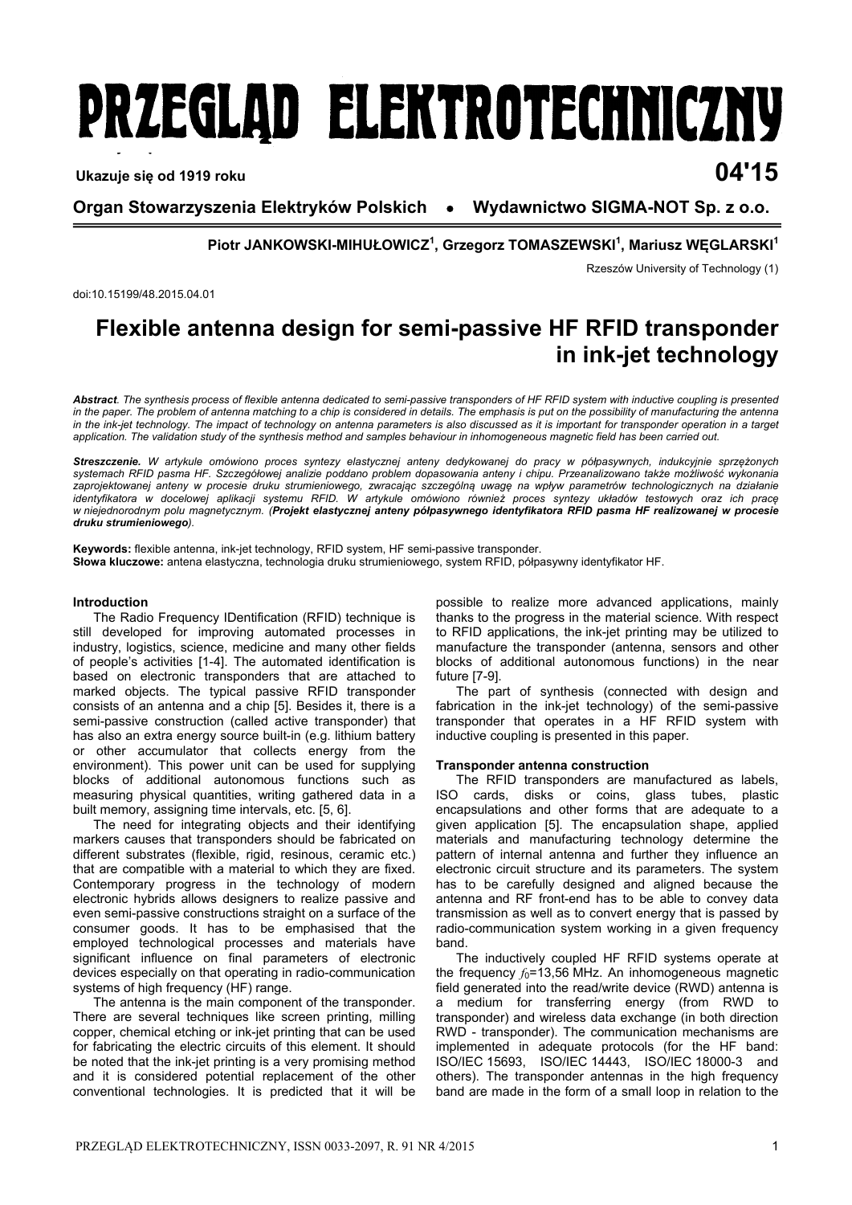# PRZEGLĄD ELEKTROTECHNICZNY

Ukazuje się od 1919 roku **04'15**

**Organ Stowarzyszenia Elektryków Polskich • Wydawnictwo SIGMA-NOT Sp. z o.o.**

**Piotr JANKOWSKI-MIHUŁOWICZ[1], Grzegorz TOMASZEWSKI[1], Mariusz WĘGLARSKI[1]**

Rzeszów University of Technology (1)

doi:10.15199/48.2015.04.01

## Flexible antenna design for semi-passive HF RFID transponder in ink-jet technology

***Abstract**. The synthesis process of flexible antenna dedicated to semi-passive transponders of HF RFID system with inductive coupling is presented in the paper. The problem of antenna matching to a chip is considered in details. The emphasis is put on the possibility of manufacturing the antenna in the ink-jet technology. The impact of technology on antenna parameters is also discussed as it is important for transponder operation in a target application. The validation study of the synthesis method and samples behaviour in inhomogeneous magnetic field has been carried out.*

***Streszczenie.** W artykule omówiono proces syntezy elastycznej anteny dedykowanej do pracy w półpasywnych, indukcyjnie sprzężonych systemach RFID pasma HF. Szczegółowej analizie poddano problem dopasowania anteny i chipu. Przeanalizowano także możliwość wykonania zaprojektowanej anteny w procesie druku strumieniowego, zwracając szczególną uwagę na wpływ parametrów technologicznych na działanie identyfikatora w docelowej aplikacji systemu RFID. W artykule omówiono również proces syntezy układów testowych oraz ich pracę w niejednorodnym polu magnetycznym. (**Projekt elastycznej anteny półpasywnego identyfikatora RFID pasma HF realizowanej w procesie druku strumieniowego**).*

**Keywords:** flexible antenna, ink-jet technology, RFID system, HF semi-passive transponder.
**Słowa kluczowe:** antena elastyczna, technologia druku strumieniowego, system RFID, półpasywny identyfikator HF.

### Introduction

The Radio Frequency IDentification (RFID) technique is still developed for improving automated processes in industry, logistics, science, medicine and many other fields of people's activities [1-4]. The automated identification is based on electronic transponders that are attached to marked objects. The typical passive RFID transponder consists of an antenna and a chip [5]. Besides it, there is a semi-passive construction (called active transponder) that has also an extra energy source built-in (e.g. lithium battery or other accumulator that collects energy from the environment). This power unit can be used for supplying blocks of additional autonomous functions such as measuring physical quantities, writing gathered data in a built memory, assigning time intervals, etc. [5, 6].

The need for integrating objects and their identifying markers causes that transponders should be fabricated on different substrates (flexible, rigid, resinous, ceramic etc.) that are compatible with a material to which they are fixed. Contemporary progress in the technology of modern electronic hybrids allows designers to realize passive and even semi-passive constructions straight on a surface of the consumer goods. It has to be emphasised that the employed technological processes and materials have significant influence on final parameters of electronic devices especially on that operating in radio-communication systems of high frequency (HF) range.

The antenna is the main component of the transponder. There are several techniques like screen printing, milling copper, chemical etching or ink-jet printing that can be used for fabricating the electric circuits of this element. It should be noted that the ink-jet printing is a very promising method and it is considered potential replacement of the other conventional technologies. It is predicted that it will be possible to realize more advanced applications, mainly thanks to the progress in the material science. With respect to RFID applications, the ink-jet printing may be utilized to manufacture the transponder (antenna, sensors and other blocks of additional autonomous functions) in the near future [7-9].

The part of synthesis (connected with design and fabrication in the ink-jet technology) of the semi-passive transponder that operates in a HF RFID system with inductive coupling is presented in this paper.

### Transponder antenna construction

The RFID transponders are manufactured as labels, ISO cards, disks or coins, glass tubes, plastic encapsulations and other forms that are adequate to a given application [5]. The encapsulation shape, applied materials and manufacturing technology determine the pattern of internal antenna and further they influence an electronic circuit structure and its parameters. The system has to be carefully designed and aligned because the antenna and RF front-end has to be able to convey data transmission as well as to convert energy that is passed by radio-communication system working in a given frequency band.

The inductively coupled HF RFID systems operate at the frequency $f_0$=13,56 MHz. An inhomogeneous magnetic field generated into the read/write device (RWD) antenna is a medium for transferring energy (from RWD to transponder) and wireless data exchange (in both direction RWD - transponder). The communication mechanisms are implemented in adequate protocols (for the HF band: ISO/IEC 15693, ISO/IEC 14443, ISO/IEC 18000-3 and others). The transponder antennas in the high frequency band are made in the form of a small loop in relation to the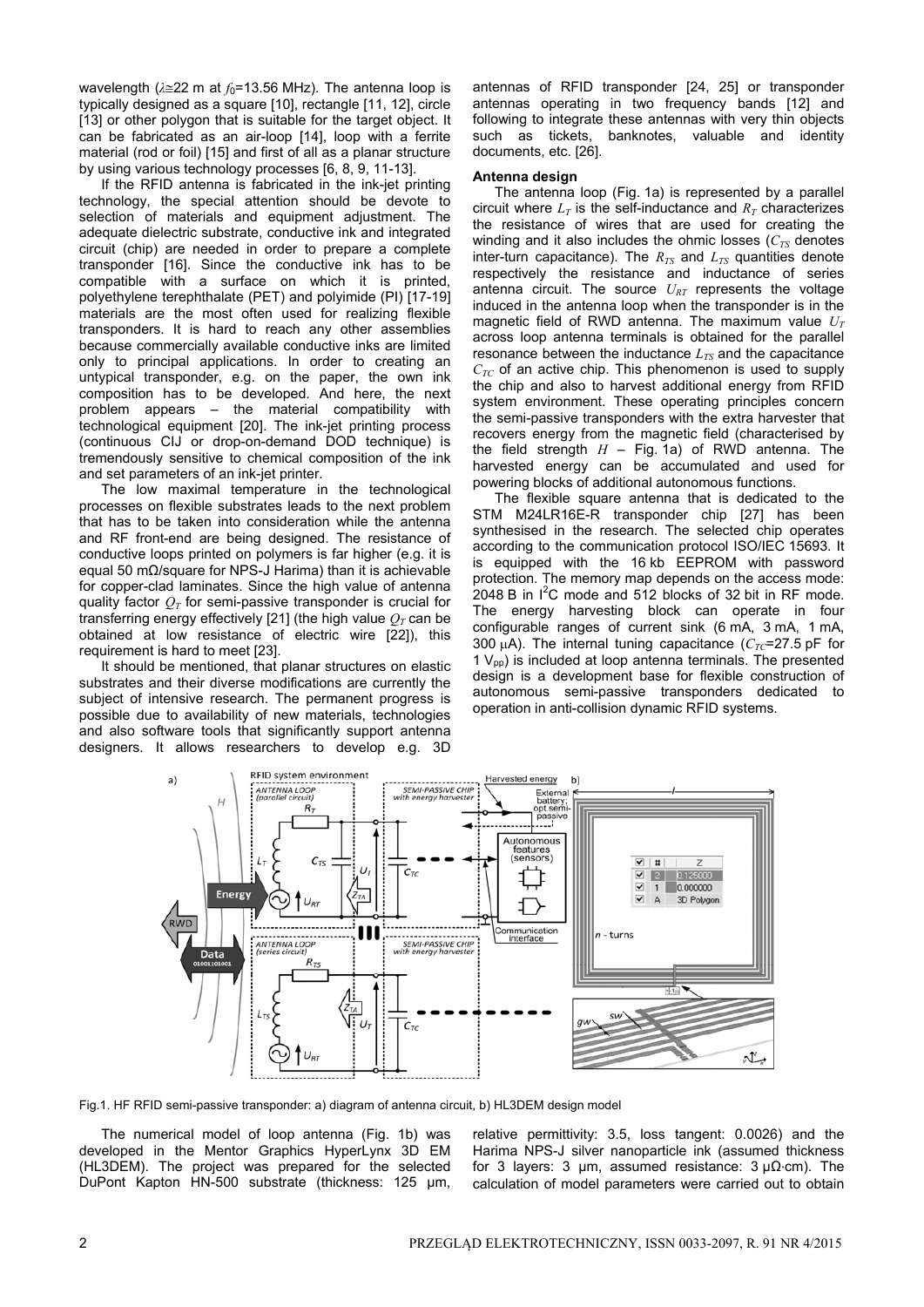wavelength ($\lambda \cong 22$ m at $f_0$=13.56 MHz). The antenna loop is typically designed as a square [10], rectangle [11, 12], circle [13] or other polygon that is suitable for the target object. It can be fabricated as an air-loop [14], loop with a ferrite material (rod or foil) [15] and first of all as a planar structure by using various technology processes [6, 8, 9, 11-13].

If the RFID antenna is fabricated in the ink-jet printing technology, the special attention should be devote to selection of materials and equipment adjustment. The adequate dielectric substrate, conductive ink and integrated circuit (chip) are needed in order to prepare a complete transponder [16]. Since the conductive ink has to be compatible with a surface on which it is printed, polyethylene terephthalate (PET) and polyimide (PI) [17-19] materials are the most often used for realizing flexible transponders. It is hard to reach any other assemblies because commercially available conductive inks are limited only to principal applications. In order to creating an untypical transponder, e.g. on the paper, the own ink composition has to be developed. And here, the next problem appears – the material compatibility with technological equipment [20]. The ink-jet printing process (continuous CIJ or drop-on-demand DOD technique) is tremendously sensitive to chemical composition of the ink and set parameters of an ink-jet printer.

The low maximal temperature in the technological processes on flexible substrates leads to the next problem that has to be taken into consideration while the antenna and RF front-end are being designed. The resistance of conductive loops printed on polymers is far higher (e.g. it is equal 50 mΩ/square for NPS-J Harima) than it is achievable for copper-clad laminates. Since the high value of antenna quality factor $Q_T$ for semi-passive transponder is crucial for transferring energy effectively [21] (the high value $Q_T$ can be obtained at low resistance of electric wire [22]), this requirement is hard to meet [23].

It should be mentioned, that planar structures on elastic substrates and their diverse modifications are currently the subject of intensive research. The permanent progress is possible due to availability of new materials, technologies and also software tools that significantly support antenna designers. It allows researchers to develop e.g. 3D antennas of RFID transponder [24, 25] or transponder antennas operating in two frequency bands [12] and following to integrate these antennas with very thin objects such as tickets, banknotes, valuable and identity documents, etc. [26].

### Antenna design

The antenna loop (Fig. 1a) is represented by a parallel circuit where $L_T$ is the self-inductance and $R_T$ characterizes the resistance of wires that are used for creating the winding and it also includes the ohmic losses ($C_{TS}$ denotes inter-turn capacitance). The $R_{TS}$ and $L_{TS}$ quantities denote respectively the resistance and inductance of series antenna circuit. The source $U_{RT}$ represents the voltage induced in the antenna loop when the transponder is in the magnetic field of RWD antenna. The maximum value $U_T$ across loop antenna terminals is obtained for the parallel resonance between the inductance $L_{TS}$ and the capacitance $C_{TC}$ of an active chip. This phenomenon is used to supply the chip and also to harvest additional energy from RFID system environment. These operating principles concern the semi-passive transponders with the extra harvester that recovers energy from the magnetic field (characterised by the field strength $H$ – Fig. 1a) of RWD antenna. The harvested energy can be accumulated and used for powering blocks of additional autonomous functions.

The flexible square antenna that is dedicated to the STM M24LR16E-R transponder chip [27] has been synthesised in the research. The selected chip operates according to the communication protocol ISO/IEC 15693. It is equipped with the 16 kb EEPROM with password protection. The memory map depends on the access mode: 2048 B in I$^2$C mode and 512 blocks of 32 bit in RF mode. The energy harvesting block can operate in four configurable ranges of current sink (6 mA, 3 mA, 1 mA, 300 μA). The internal tuning capacitance ($C_{TC}$=27.5 pF for 1 $V_{pp}$) is included at loop antenna terminals. The presented design is a development base for flexible construction of autonomous semi-passive transponders dedicated to operation in anti-collision dynamic RFID systems.

Fig.1. HF RFID semi-passive transponder: a) diagram of antenna circuit, b) HL3DEM design model

The numerical model of loop antenna (Fig. 1b) was developed in the Mentor Graphics HyperLynx 3D EM (HL3DEM). The project was prepared for the selected DuPont Kapton HN-500 substrate (thickness: 125 μm, relative permittivity: 3.5, loss tangent: 0.0026) and the Harima NPS-J silver nanoparticle ink (assumed thickness for 3 layers: 3 μm, assumed resistance: 3 μΩ·cm). The calculation of model parameters were carried out to obtain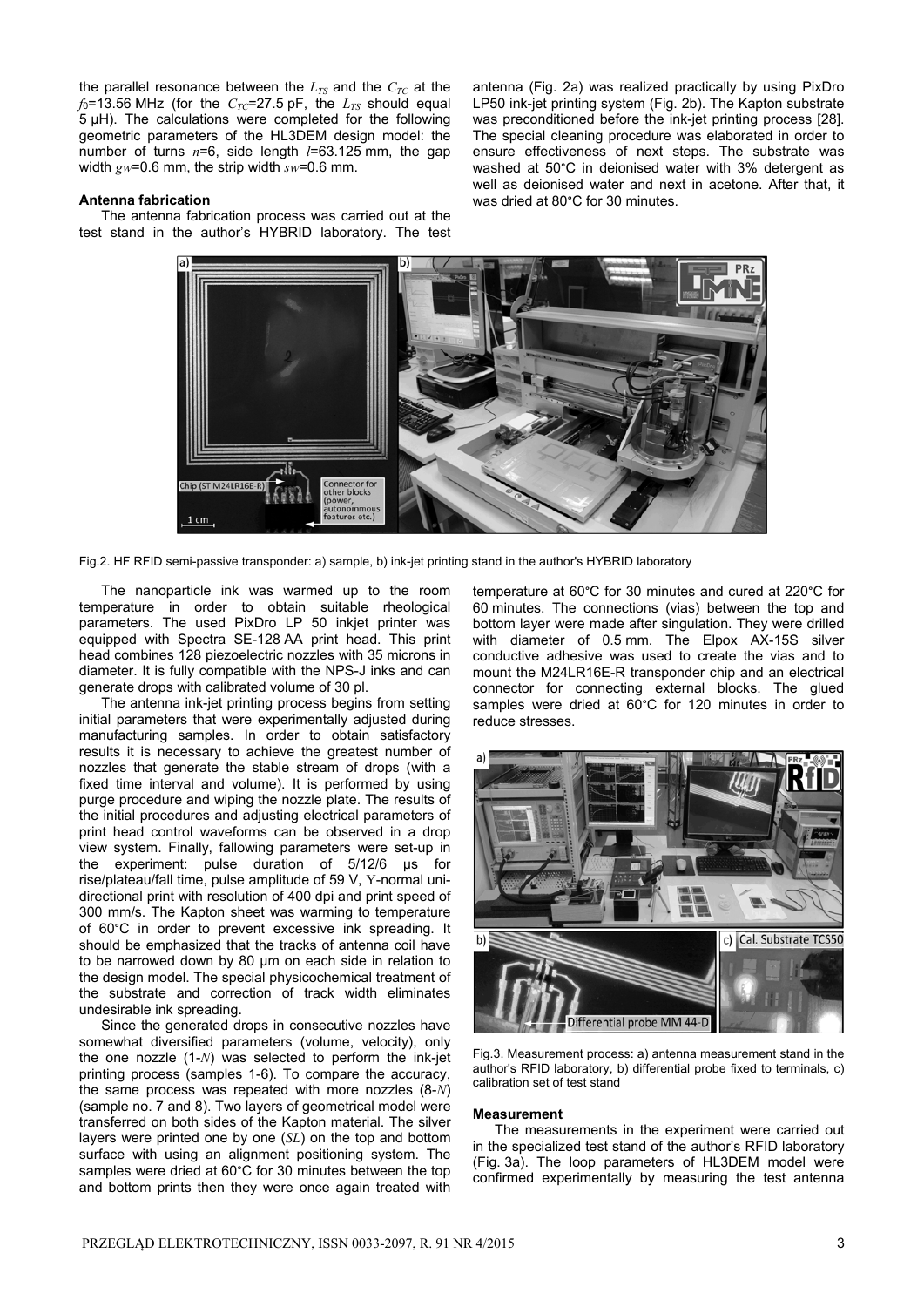the parallel resonance between the $L_{TS}$ and the $C_{TC}$ at the $f_0$=13.56 MHz (for the $C_{TC}$=27.5 pF, the $L_{TS}$ should equal 5 μH). The calculations were completed for the following geometric parameters of the HL3DEM design model: the number of turns $n$=6, side length $l$=63.125 mm, the gap width $gw$=0.6 mm, the strip width $sw$=0.6 mm.

**Antenna fabrication**

The antenna fabrication process was carried out at the test stand in the author's HYBRID laboratory. The test antenna (Fig. 2a) was realized practically by using PixDro LP50 ink-jet printing system (Fig. 2b). The Kapton substrate was preconditioned before the ink-jet printing process [28]. The special cleaning procedure was elaborated in order to ensure effectiveness of next steps. The substrate was washed at 50°C in deionised water with 3% detergent as well as deionised water and next in acetone. After that, it was dried at 80°C for 30 minutes.

Fig.2. HF RFID semi-passive transponder: a) sample, b) ink-jet printing stand in the author's HYBRID laboratory

The nanoparticle ink was warmed up to the room temperature in order to obtain suitable rheological parameters. The used PixDro LP 50 inkjet printer was equipped with Spectra SE-128 AA print head. This print head combines 128 piezoelectric nozzles with 35 microns in diameter. It is fully compatible with the NPS-J inks and can generate drops with calibrated volume of 30 pl.

The antenna ink-jet printing process begins from setting initial parameters that were experimentally adjusted during manufacturing samples. In order to obtain satisfactory results it is necessary to achieve the greatest number of nozzles that generate the stable stream of drops (with a fixed time interval and volume). It is performed by using purge procedure and wiping the nozzle plate. The results of the initial procedures and adjusting electrical parameters of print head control waveforms can be observed in a drop view system. Finally, fallowing parameters were set-up in the experiment: pulse duration of 5/12/6 μs for rise/plateau/fall time, pulse amplitude of 59 V, Y-normal uni-directional print with resolution of 400 dpi and print speed of 300 mm/s. The Kapton sheet was warming to temperature of 60°C in order to prevent excessive ink spreading. It should be emphasized that the tracks of antenna coil have to be narrowed down by 80 μm on each side in relation to the design model. The special physicochemical treatment of the substrate and correction of track width eliminates undesirable ink spreading.

Since the generated drops in consecutive nozzles have somewhat diversified parameters (volume, velocity), only the one nozzle (1-$N$) was selected to perform the ink-jet printing process (samples 1-6). To compare the accuracy, the same process was repeated with more nozzles (8-$N$) (sample no. 7 and 8). Two layers of geometrical model were transferred on both sides of the Kapton material. The silver layers were printed one by one ($SL$) on the top and bottom surface with using an alignment positioning system. The samples were dried at 60°C for 30 minutes between the top and bottom prints then they were once again treated with temperature at 60°C for 30 minutes and cured at 220°C for 60 minutes. The connections (vias) between the top and bottom layer were made after singulation. They were drilled with diameter of 0.5 mm. The Elpox AX-15S silver conductive adhesive was used to create the vias and to mount the M24LR16E-R transponder chip and an electrical connector for connecting external blocks. The glued samples were dried at 60°C for 120 minutes in order to reduce stresses.

Fig.3. Measurement process: a) antenna measurement stand in the author's RFID laboratory, b) differential probe fixed to terminals, c) calibration set of test stand

**Measurement**

The measurements in the experiment were carried out in the specialized test stand of the author's RFID laboratory (Fig. 3a). The loop parameters of HL3DEM model were confirmed experimentally by measuring the test antenna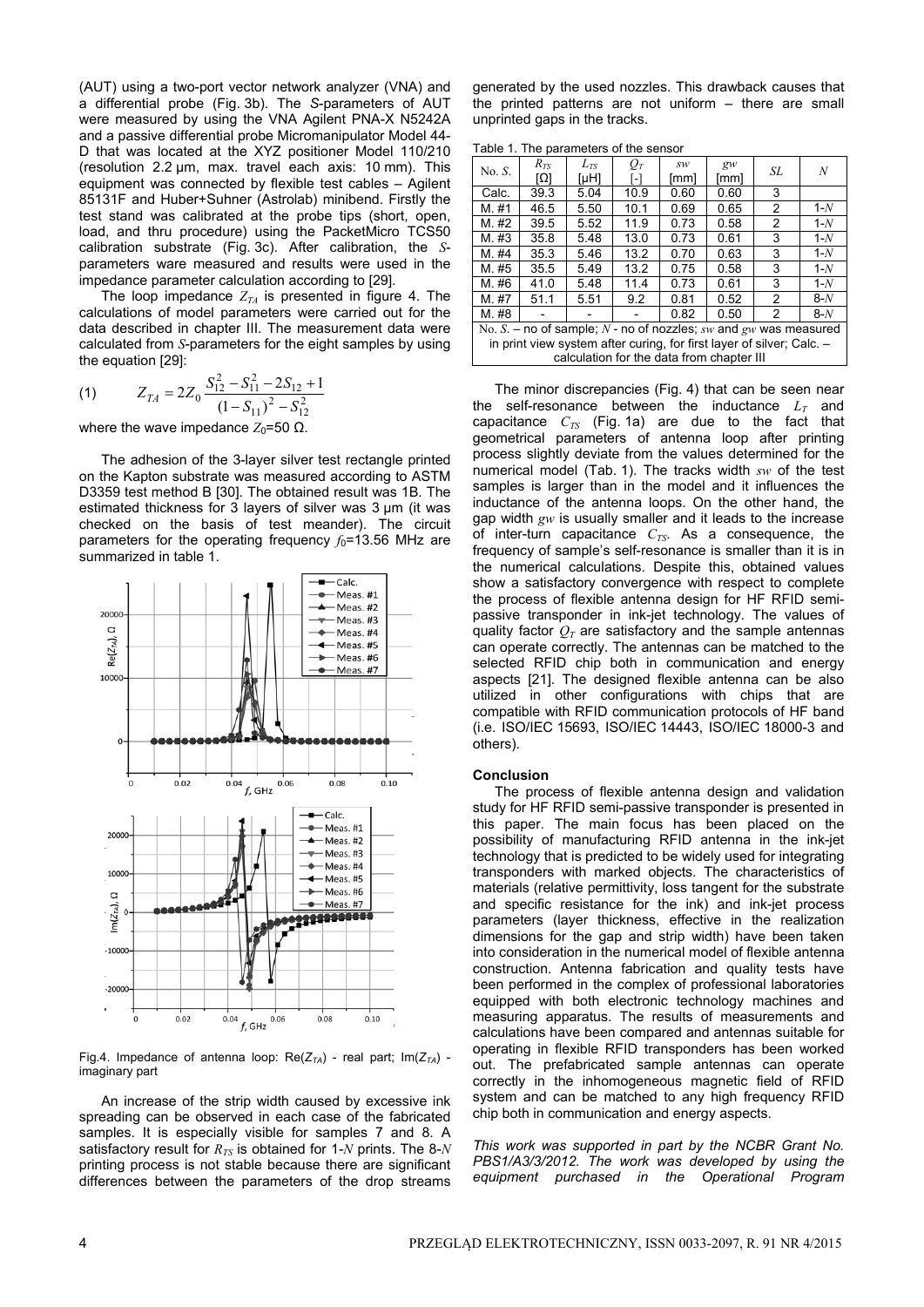(AUT) using a two-port vector network analyzer (VNA) and a differential probe (Fig. 3b). The *S*-parameters of AUT were measured by using the VNA Agilent PNA-X N5242A and a passive differential probe Micromanipulator Model 44-D that was located at the XYZ positioner Model 110/210 (resolution 2.2 μm, max. travel each axis: 10 mm). This equipment was connected by flexible test cables – Agilent 85131F and Huber+Suhner (Astrolab) minibend. Firstly the test stand was calibrated at the probe tips (short, open, load, and thru procedure) using the PacketMicro TCS50 calibration substrate (Fig. 3c). After calibration, the *S*-parameters ware measured and results were used in the impedance parameter calculation according to [29].

The loop impedance $Z_{TA}$ is presented in figure 4. The calculations of model parameters were carried out for the data described in chapter III. The measurement data were calculated from *S*-parameters for the eight samples by using the equation [29]:

$$Z_{TA} = 2Z_0 \frac{S_{12}^2 - S_{11}^2 - 2S_{12} + 1}{(1 - S_{11})^2 - S_{12}^2} \tag{1}$$

where the wave impedance $Z_0$=50 Ω.

The adhesion of the 3-layer silver test rectangle printed on the Kapton substrate was measured according to ASTM D3359 test method B [30]. The obtained result was 1B. The estimated thickness for 3 layers of silver was 3 μm (it was checked on the basis of test meander). The circuit parameters for the operating frequency $f_0$=13.56 MHz are summarized in table 1.

Fig.4. Impedance of antenna loop: Re($Z_{TA}$) - real part; Im($Z_{TA}$) - imaginary part

An increase of the strip width caused by excessive ink spreading can be observed in each case of the fabricated samples. It is especially visible for samples 7 and 8. A satisfactory result for $R_{TS}$ is obtained for 1-$N$ prints. The 8-$N$ printing process is not stable because there are significant differences between the parameters of the drop streams generated by the used nozzles. This drawback causes that the printed patterns are not uniform – there are small unprinted gaps in the tracks.

Table 1. The parameters of the sensor

| No. *S.* | $R_{TS}$ [Ω] | $L_{TS}$ [μH] | $Q_T$ [-] | *sw* [mm] | *gw* [mm] | *SL* | *N* |
|---|---|---|---|---|---|---|---|
| Calc. | 39.3 | 5.04 | 10.9 | 0.60 | 0.60 | 3 | |
| M. #1 | 46.5 | 5.50 | 10.1 | 0.69 | 0.65 | 2 | 1-$N$ |
| M. #2 | 39.5 | 5.52 | 11.9 | 0.73 | 0.58 | 2 | 1-$N$ |
| M. #3 | 35.8 | 5.48 | 13.0 | 0.73 | 0.61 | 3 | 1-$N$ |
| M. #4 | 35.3 | 5.46 | 13.2 | 0.70 | 0.63 | 3 | 1-$N$ |
| M. #5 | 35.5 | 5.49 | 13.2 | 0.75 | 0.58 | 3 | 1-$N$ |
| M. #6 | 41.0 | 5.48 | 11.4 | 0.73 | 0.61 | 3 | 1-$N$ |
| M. #7 | 51.1 | 5.51 | 9.2 | 0.81 | 0.52 | 2 | 8-$N$ |
| M. #8 | - | - | - | 0.82 | 0.50 | 2 | 8-$N$ |

No. *S.* – no of sample; *N* - no of nozzles; *sw* and *gw* was measured in print view system after curing, for first layer of silver; Calc. – calculation for the data from chapter III

The minor discrepancies (Fig. 4) that can be seen near the self-resonance between the inductance $L_T$ and capacitance $C_{TS}$ (Fig. 1a) are due to the fact that geometrical parameters of antenna loop after printing process slightly deviate from the values determined for the numerical model (Tab. 1). The tracks width *sw* of the test samples is larger than in the model and it influences the inductance of the antenna loops. On the other hand, the gap width *gw* is usually smaller and it leads to the increase of inter-turn capacitance $C_{TS}$. As a consequence, the frequency of sample's self-resonance is smaller than it is in the numerical calculations. Despite this, obtained values show a satisfactory convergence with respect to complete the process of flexible antenna design for HF RFID semi-passive transponder in ink-jet technology. The values of quality factor $Q_T$ are satisfactory and the sample antennas can operate correctly. The antennas can be matched to the selected RFID chip both in communication and energy aspects [21]. The designed flexible antenna can be also utilized in other configurations with chips that are compatible with RFID communication protocols of HF band (i.e. ISO/IEC 15693, ISO/IEC 14443, ISO/IEC 18000-3 and others).

## Conclusion

The process of flexible antenna design and validation study for HF RFID semi-passive transponder is presented in this paper. The main focus has been placed on the possibility of manufacturing RFID antenna in the ink-jet technology that is predicted to be widely used for integrating transponders with marked objects. The characteristics of materials (relative permittivity, loss tangent for the substrate and specific resistance for the ink) and ink-jet process parameters (layer thickness, effective in the realization dimensions for the gap and strip width) have been taken into consideration in the numerical model of flexible antenna construction. Antenna fabrication and quality tests have been performed in the complex of professional laboratories equipped with both electronic technology machines and measuring apparatus. The results of measurements and calculations have been compared and antennas suitable for operating in flexible RFID transponders has been worked out. The prefabricated sample antennas can operate correctly in the inhomogeneous magnetic field of RFID system and can be matched to any high frequency RFID chip both in communication and energy aspects.

*This work was supported in part by the NCBR Grant No. PBS1/A3/3/2012. The work was developed by using the equipment purchased in the Operational Program*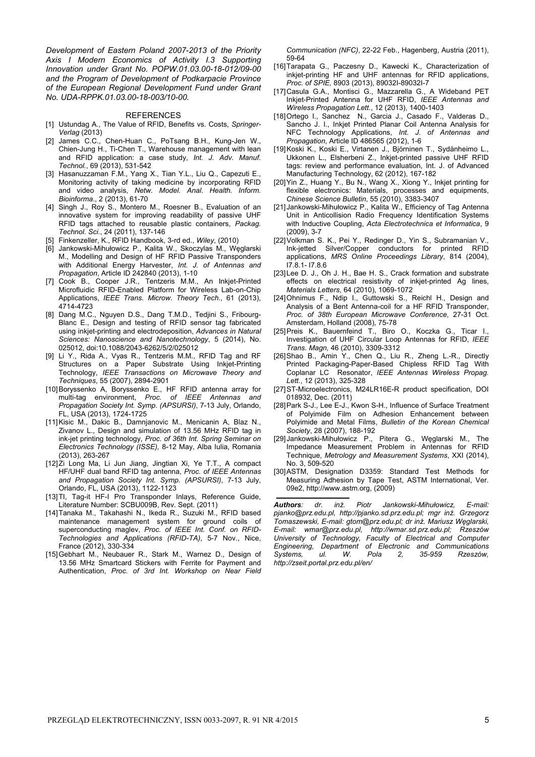*Development of Eastern Poland 2007-2013 of the Priority Axis I Modern Economics of Activity I.3 Supporting Innovation under Grant No. POPW.01.03.00-18-012/09-00 and the Program of Development of Podkarpacie Province of the European Regional Development Fund under Grant No. UDA-RPPK.01.03.00-18-003/10-00.*

## REFERENCES

[1] Ustundag A., The Value of RFID, Benefits vs. Costs, *Springer-Verlag* (2013)

[2] James C.C., Chen-Huan C., PoTsang B.H., Kung-Jen W., Chien-Jung H., Ti-Chen T., Warehouse management with lean and RFID application: a case study, *Int. J. Adv. Manuf. Technol.*, 69 (2013), 531-542

[3] Hasanuzzaman F.M., Yang X., Tian Y.L., Liu Q., Capezuti E., Monitoring activity of taking medicine by incorporating RFID and video analysis, *Netw. Model. Anal. Health. Inform. Bioinforma*., 2 (2013), 61-70

[4] Singh J., Roy S., Montero M., Roesner B., Evaluation of an innovative system for improving readability of passive UHF RFID tags attached to reusable plastic containers, *Packag. Technol. Sci.*, 24 (2011), 137-146

[5] Finkenzeller, K., RFID Handbook, 3-rd ed., *Wiley*, (2010)

[6] Jankowski-Mihułowicz P., Kalita W., Skoczylas M., Węglarski M., Modelling and Design of HF RFID Passive Transponders with Additional Energy Harvester, *Int. J. of Antennas and Propagation*, Article ID 242840 (2013), 1-10

[7] Cook B., Cooper J.R., Tentzeris M.M., An Inkjet-Printed Microfluidic RFID-Enabled Platform for Wireless Lab-on-Chip Applications, *IEEE Trans. Microw. Theory Tech.*, 61 (2013), 4714-4723

[8] Dang M.C., Nguyen D.S., Dang T.M.D., Tedjini S., Fribourg-Blanc E., Design and testing of RFID sensor tag fabricated using inkjet-printing and electrodeposition, *Advances in Natural Sciences: Nanoscience and Nanotechnology*, 5 (2014), No. 025012, doi:10.1088/2043-6262/5/2/025012

[9] Li Y., Rida A., Vyas R., Tentzeris M.M., RFID Tag and RF Structures on a Paper Substrate Using Inkjet-Printing Technology, *IEEE Transactions on Microwave Theory and Techniques*, 55 (2007), 2894-2901

[10] Boryssenko A, Boryssenko E., HF RFID antenna array for multi-tag environment, *Proc. of IEEE Antennas and Propagation Society Int. Symp. (APSURSI)*, 7-13 July, Orlando, FL, USA (2013), 1724-1725

[11] Kisic M., Dakic B., Damnjanovic M., Menicanin A, Blaz N., Zivanov L., Design and simulation of 13.56 MHz RFID tag in ink-jet printing technology, *Proc. of 36th Int. Spring Seminar on Electronics Technology (ISSE),* 8-12 May, Alba Iulia, Romania (2013), 263-267

[12] Zi Long Ma, Li Jun Jiang, Jingtian Xi, Ye T.T., A compact HF/UHF dual band RFID tag antenna, *Proc. of IEEE Antennas and Propagation Society Int. Symp. (APSURSI)*, 7-13 July, Orlando, FL, USA (2013), 1122-1123

[13] TI, Tag-it HF-I Pro Transponder Inlays, Reference Guide, Literature Number: SCBU009B, Rev. Sept. (2011)

[14] Tanaka M., Takahashi N., Ikeda R., Suzuki M., RFID based maintenance management system for ground coils of superconducting maglev, *Proc. of IEEE Int. Conf. on RFID-Technologies and Applications (RFID-TA)*, 5-7 Nov., Nice, France (2012), 330-334

[15] Gebhart M., Neubauer R., Stark M., Warnez D., Design of 13.56 MHz Smartcard Stickers with Ferrite for Payment and Authentication, *Proc. of 3rd Int. Workshop on Near Field Communication (NFC)*, 22-22 Feb., Hagenberg, Austria (2011), 59-64

[16] Tarapata G., Paczesny D., Kawecki K., Characterization of inkjet-printing HF and UHF antennas for RFID applications, *Proc. of SPIE,* 8903 (2013), 89032I-89032I-7

[17] Casula G.A., Montisci G., Mazzarella G., A Wideband PET Inkjet-Printed Antenna for UHF RFID, *IEEE Antennas and Wireless Propagation Lett.*, 12 (2013), 1400-1403

[18] Ortego I., Sanchez N., Garcia J., Casado F., Valderas D., Sancho J. I., Inkjet Printed Planar Coil Antenna Analysis for NFC Technology Applications, *Int. J. of Antennas and Propagation*, Article ID 486565 (2012), 1-6

[19] Koski K., Koski E., Virtanen J., Björninen T., Sydänheimo L., Ukkonen L., Elsherbeni Z., Inkjet-printed passive UHF RFID tags: review and performance evaluation, Int. J. of Advanced Manufacturing Technology, 62 (2012), 167-182

[20] Yin Z., Huang Y., Bu N., Wang X., Xiong Y., Inkjet printing for flexible electronics: Materials, processes and equipments, *Chinese Science Bulletin*, 55 (2010), 3383-3407

[21] Jankowski-Mihułowicz P., Kalita W., Efficiency of Tag Antenna Unit in Anticollision Radio Frequency Identification Systems with Inductive Coupling, *Acta Electrotechnica et Informatica*, 9 (2009), 3-7

[22] Volkman S. K., Pei Y., Redinger D., Yin S., Subramanian V., Ink-jetted Silver/Copper conductors for printed RFID applications, *MRS Online Proceedings Library*, 814 (2004), I7.8.1- I7.8.6

[23] Lee D. J., Oh J. H., Bae H. S., Crack formation and substrate effects on electrical resistivity of inkjet-printed Ag lines, *Materials Letters*, 64 (2010), 1069-1072

[24] Ohnimus F., Ndip I., Guttowski S., Reichl H., Design and Analysis of a Bent Antenna-coil for a HF RFID Transponder, *Proc. of 38th European Microwave Conference*, 27-31 Oct. Amsterdam, Holland (2008), 75-78

[25] Preis K., Bauernfeind T., Biro O., Koczka G., Ticar I., Investigation of UHF Circular Loop Antennas for RFID, *IEEE Trans. Magn,* 46 (2010), 3309-3312

[26] Shao B., Amin Y., Chen Q., Liu R., Zheng L.-R., Directly Printed Packaging-Paper-Based Chipless RFID Tag With Coplanar LC Resonator, *IEEE Antennas Wireless Propag. Lett.*, 12 (2013), 325-328

[27] ST-Microelectronics, M24LR16E-R product specification, DOI 018932, Dec. (2011)

[28] Park S-J., Lee E-J., Kwon S-H., Influence of Surface Treatment of Polyimide Film on Adhesion Enhancement between Polyimide and Metal Films, *Bulletin of the Korean Chemical Society*, 28 (2007), 188-192

[29] Jankowski-Mihułowicz P., Pitera G., Węglarski M., The Impedance Measurement Problem in Antennas for RFID Technique, *Metrology and Measurement Systems*, XXI (2014), No. 3, 509-520

[30] ASTM, Designation D3359: Standard Test Methods for Measuring Adhesion by Tape Test, ASTM International, Ver. 09e2, http://www.astm.org, (2009)

***Authors**: dr. inż. Piotr Jankowski-Mihułowicz, E-mail: pjanko@prz.edu.pl, http://pjanko.sd.prz.edu.pl; mgr inż. Grzegorz Tomaszewski, E-mail: gtom@prz.edu.pl; dr inż. Mariusz Węglarski, E-mail: wmar@prz.edu.pl, http://wmar.sd.prz.edu.pl; Rzeszów University of Technology, Faculty of Electrical and Computer Engineering, Department of Electronic and Communications Systems, ul. W. Pola 2, 35-959 Rzeszów, http://zseit.portal.prz.edu.pl/en/*